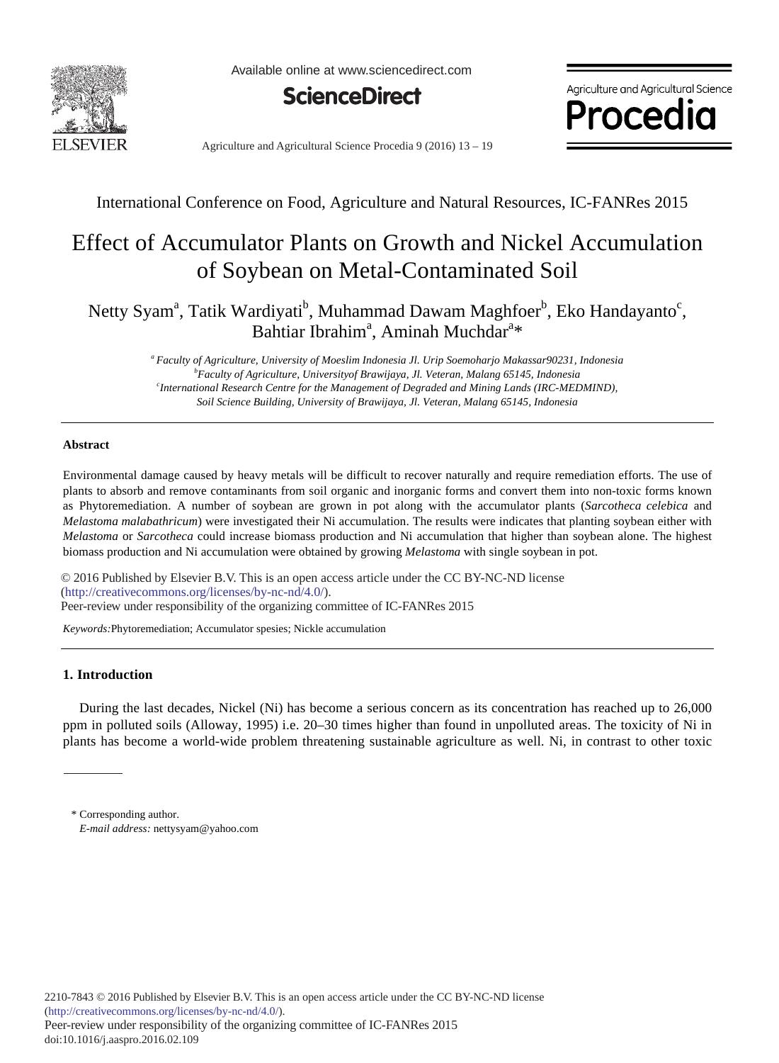International Conference on Food, Agriculture and Natural Resources, IC-FANRes 2015

# Effect of Accumulator Plants on Growth and Nickel Accumulation of Soybean on Metal-Contaminated Soil

Netty Syam[a], Tatik Wardiyati[b], Muhammad Dawam Maghfoer[b], Eko Handayanto[c], Bahtiar Ibrahim[a], Aminah Muchdar[a]*

[a] *Faculty of Agriculture, University of Moeslim Indonesia Jl. Urip Soemoharjo Makassar90231, Indonesia*
[b] *Faculty of Agriculture, Universityof Brawijaya, Jl. Veteran, Malang 65145, Indonesia*
[c] *International Research Centre for the Management of Degraded and Mining Lands (IRC-MEDMIND), Soil Science Building, University of Brawijaya, Jl. Veteran, Malang 65145, Indonesia*

## Abstract

Environmental damage caused by heavy metals will be difficult to recover naturally and require remediation efforts. The use of plants to absorb and remove contaminants from soil organic and inorganic forms and convert them into non-toxic forms known as Phytoremediation. A number of soybean are grown in pot along with the accumulator plants (*Sarcotheca celebica* and *Melastoma malabathricum*) were investigated their Ni accumulation. The results were indicates that planting soybean either with *Melastoma* or *Sarcotheca* could increase biomass production and Ni accumulation that higher than soybean alone. The highest biomass production and Ni accumulation were obtained by growing *Melastoma* with single soybean in pot.

© 2016 Published by Elsevier B.V. This is an open access article under the CC BY-NC-ND license (http://creativecommons.org/licenses/by-nc-nd/4.0/).
Peer-review under responsibility of the organizing committee of IC-FANRes 2015

*Keywords:* Phytoremediation; Accumulator spesies; Nickle accumulation

## 1. Introduction

During the last decades, Nickel (Ni) has become a serious concern as its concentration has reached up to 26,000 ppm in polluted soils (Alloway, 1995) i.e. 20–30 times higher than found in unpolluted areas. The toxicity of Ni in plants has become a world-wide problem threatening sustainable agriculture as well. Ni, in contrast to other toxic

\* Corresponding author.
*E-mail address:* nettysyam@yahoo.com

2210-7843 © 2016 Published by Elsevier B.V. This is an open access article under the CC BY-NC-ND license (http://creativecommons.org/licenses/by-nc-nd/4.0/).
Peer-review under responsibility of the organizing committee of IC-FANRes 2015
doi:10.1016/j.aaspro.2016.02.109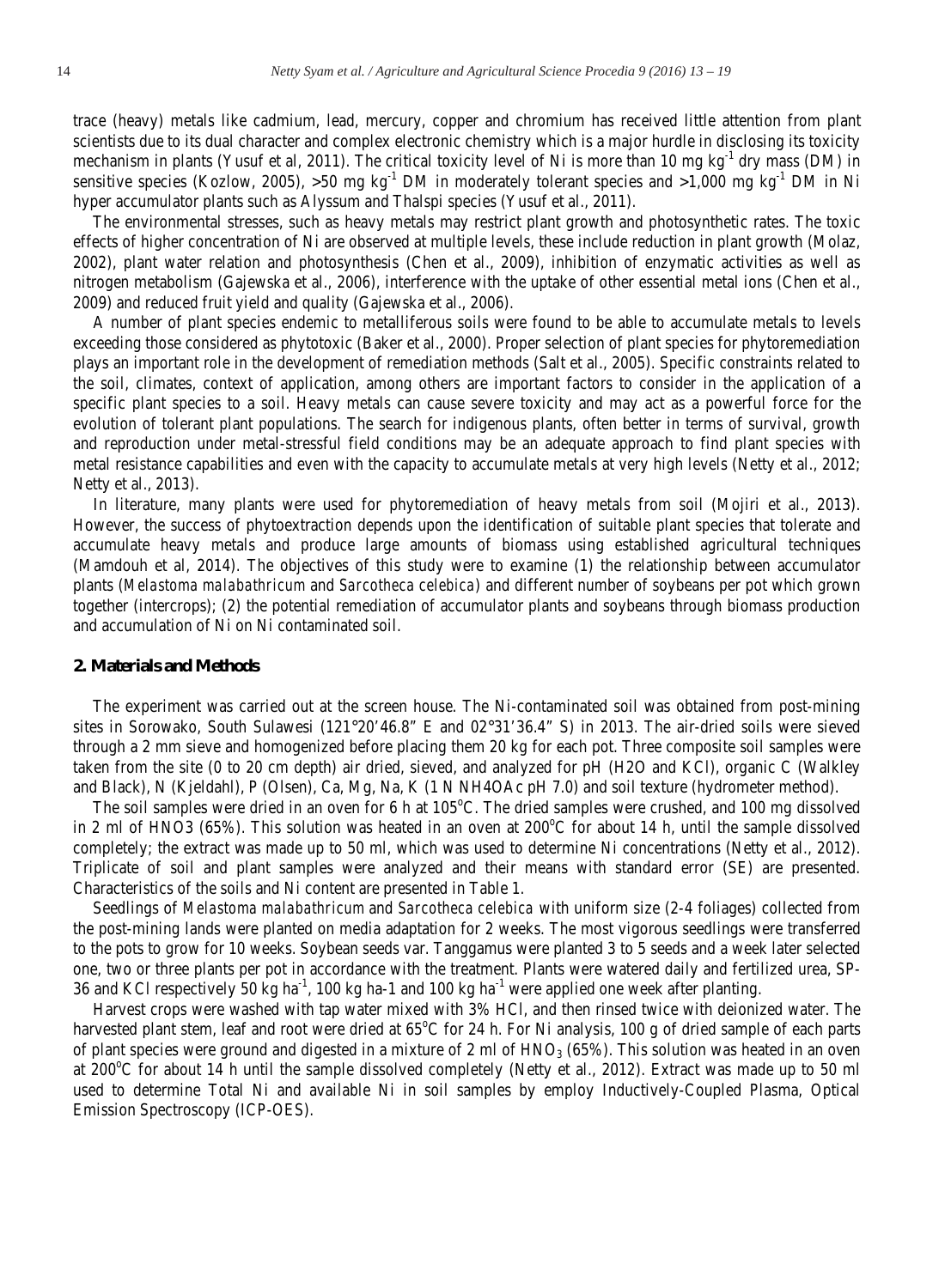trace (heavy) metals like cadmium, lead, mercury, copper and chromium has received little attention from plant scientists due to its dual character and complex electronic chemistry which is a major hurdle in disclosing its toxicity mechanism in plants (Yusuf et al, 2011). The critical toxicity level of Ni is more than 10 mg $kg^{-1}$ dry mass (DM) in sensitive species (Kozlow, 2005), >50 mg $kg^{-1}$ DM in moderately tolerant species and >1,000 mg $kg^{-1}$ DM in Ni hyper accumulator plants such as Alyssum and Thalspi species (Yusuf et al., 2011).

The environmental stresses, such as heavy metals may restrict plant growth and photosynthetic rates. The toxic effects of higher concentration of Ni are observed at multiple levels, these include reduction in plant growth (Molaz, 2002), plant water relation and photosynthesis (Chen et al., 2009), inhibition of enzymatic activities as well as nitrogen metabolism (Gajewska et al., 2006), interference with the uptake of other essential metal ions (Chen et al., 2009) and reduced fruit yield and quality (Gajewska et al., 2006).

A number of plant species endemic to metalliferous soils were found to be able to accumulate metals to levels exceeding those considered as phytotoxic (Baker et al., 2000). Proper selection of plant species for phytoremediation plays an important role in the development of remediation methods (Salt et al., 2005). Specific constraints related to the soil, climates, context of application, among others are important factors to consider in the application of a specific plant species to a soil. Heavy metals can cause severe toxicity and may act as a powerful force for the evolution of tolerant plant populations. The search for indigenous plants, often better in terms of survival, growth and reproduction under metal-stressful field conditions may be an adequate approach to find plant species with metal resistance capabilities and even with the capacity to accumulate metals at very high levels (Netty et al., 2012; Netty et al., 2013).

In literature, many plants were used for phytoremediation of heavy metals from soil (Mojiri et al., 2013). However, the success of phytoextraction depends upon the identification of suitable plant species that tolerate and accumulate heavy metals and produce large amounts of biomass using established agricultural techniques (Mamdouh et al, 2014). The objectives of this study were to examine (1) the relationship between accumulator plants (*Melastoma malabathricum* and *Sarcotheca celebica*) and different number of soybeans per pot which grown together (intercrops); (2) the potential remediation of accumulator plants and soybeans through biomass production and accumulation of Ni on Ni contaminated soil.

## 2. Materials and Methods

The experiment was carried out at the screen house. The Ni-contaminated soil was obtained from post-mining sites in Sorowako, South Sulawesi (121°20'46.8" E and 02°31'36.4" S) in 2013. The air-dried soils were sieved through a 2 mm sieve and homogenized before placing them 20 kg for each pot. Three composite soil samples were taken from the site (0 to 20 cm depth) air dried, sieved, and analyzed for pH (H2O and KCl), organic C (Walkley and Black), N (Kjeldahl), P (Olsen), Ca, Mg, Na, K (1 N NH4OAc pH 7.0) and soil texture (hydrometer method).

The soil samples were dried in an oven for 6 h at 105°C. The dried samples were crushed, and 100 mg dissolved in 2 ml of HNO3 (65%). This solution was heated in an oven at 200°C for about 14 h, until the sample dissolved completely; the extract was made up to 50 ml, which was used to determine Ni concentrations (Netty et al., 2012). Triplicate of soil and plant samples were analyzed and their means with standard error (SE) are presented. Characteristics of the soils and Ni content are presented in Table 1.

Seedlings of *Melastoma malabathricum* and *Sarcotheca celebica* with uniform size (2-4 foliages) collected from the post-mining lands were planted on media adaptation for 2 weeks. The most vigorous seedlings were transferred to the pots to grow for 10 weeks. Soybean seeds var. Tanggamus were planted 3 to 5 seeds and a week later selected one, two or three plants per pot in accordance with the treatment. Plants were watered daily and fertilized urea, SP-36 and KCl respectively 50 kg $ha^{-1}$, 100 kg ha-1 and 100 kg $ha^{-1}$ were applied one week after planting.

Harvest crops were washed with tap water mixed with 3% HCl, and then rinsed twice with deionized water. The harvested plant stem, leaf and root were dried at 65°C for 24 h. For Ni analysis, 100 g of dried sample of each parts of plant species were ground and digested in a mixture of 2 ml of $HNO_3$ (65%). This solution was heated in an oven at 200°C for about 14 h until the sample dissolved completely (Netty et al., 2012). Extract was made up to 50 ml used to determine Total Ni and available Ni in soil samples by employ Inductively-Coupled Plasma, Optical Emission Spectroscopy (ICP-OES).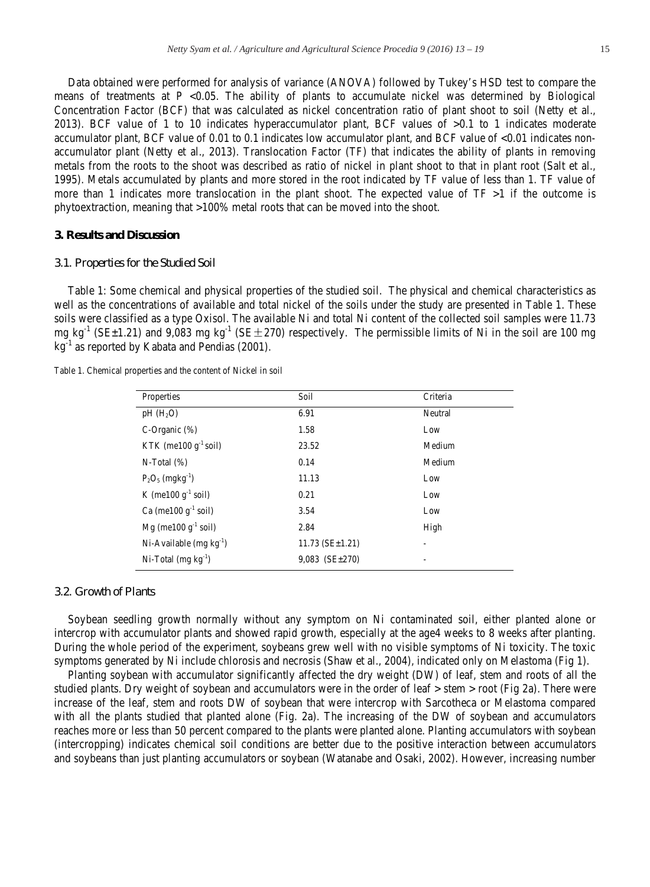Data obtained were performed for analysis of variance (ANOVA) followed by Tukey's HSD test to compare the means of treatments at P <0.05. The ability of plants to accumulate nickel was determined by Biological Concentration Factor (BCF) that was calculated as nickel concentration ratio of plant shoot to soil (Netty et al., 2013). BCF value of 1 to 10 indicates hyperaccumulator plant, BCF values of >0.1 to 1 indicates moderate accumulator plant, BCF value of 0.01 to 0.1 indicates low accumulator plant, and BCF value of <0.01 indicates non-accumulator plant (Netty et al., 2013). Translocation Factor (TF) that indicates the ability of plants in removing metals from the roots to the shoot was described as ratio of nickel in plant shoot to that in plant root (Salt et al., 1995). Metals accumulated by plants and more stored in the root indicated by TF value of less than 1. TF value of more than 1 indicates more translocation in the plant shoot. The expected value of TF >1 if the outcome is phytoextraction, meaning that >100% metal roots that can be moved into the shoot.

## 3. Results and Discussion

### 3.1. Properties for the Studied Soil

Table 1: Some chemical and physical properties of the studied soil. The physical and chemical characteristics as well as the concentrations of available and total nickel of the soils under the study are presented in Table 1. These soils were classified as a type Oxisol. The available Ni and total Ni content of the collected soil samples were 11.73 mg $kg^{-1}$ (SE±1.21) and 9,083 mg $kg^{-1}$ (SE ± 270) respectively. The permissible limits of Ni in the soil are 100 mg $kg^{-1}$ as reported by Kabata and Pendias (2001).

Table 1. Chemical properties and the content of Nickel in soil

| Properties | Soil | Criteria |
|---|---|---|
| pH ($H_2O$) | 6.91 | Neutral |
| C-Organic (%) | 1.58 | Low |
| KTK (me100 $g^{-1}$ soil) | 23.52 | Medium |
| N-Total (%) | 0.14 | Medium |
| $P_2O_5$ (mg$kg^{-1}$) | 11.13 | Low |
| K (me100 $g^{-1}$ soil) | 0.21 | Low |
| Ca (me100 $g^{-1}$ soil) | 3.54 | Low |
| Mg (me100 $g^{-1}$ soil) | 2.84 | High |
| Ni-Available (mg $kg^{-1}$) | 11.73 (SE±1.21) | - |
| Ni-Total (mg $kg^{-1}$) | 9,083 (SE±270) | - |

### 3.2. Growth of Plants

Soybean seedling growth normally without any symptom on Ni contaminated soil, either planted alone or intercrop with accumulator plants and showed rapid growth, especially at the age4 weeks to 8 weeks after planting. During the whole period of the experiment, soybeans grew well with no visible symptoms of Ni toxicity. The toxic symptoms generated by Ni include chlorosis and necrosis (Shaw et al., 2004), indicated only on Melastoma (Fig 1).

Planting soybean with accumulator significantly affected the dry weight (DW) of leaf, stem and roots of all the studied plants. Dry weight of soybean and accumulators were in the order of leaf > stem > root (Fig 2a). There were increase of the leaf, stem and roots DW of soybean that were intercrop with Sarcotheca or Melastoma compared with all the plants studied that planted alone (Fig. 2a). The increasing of the DW of soybean and accumulators reaches more or less than 50 percent compared to the plants were planted alone. Planting accumulators with soybean (intercropping) indicates chemical soil conditions are better due to the positive interaction between accumulators and soybeans than just planting accumulators or soybean (Watanabe and Osaki, 2002). However, increasing number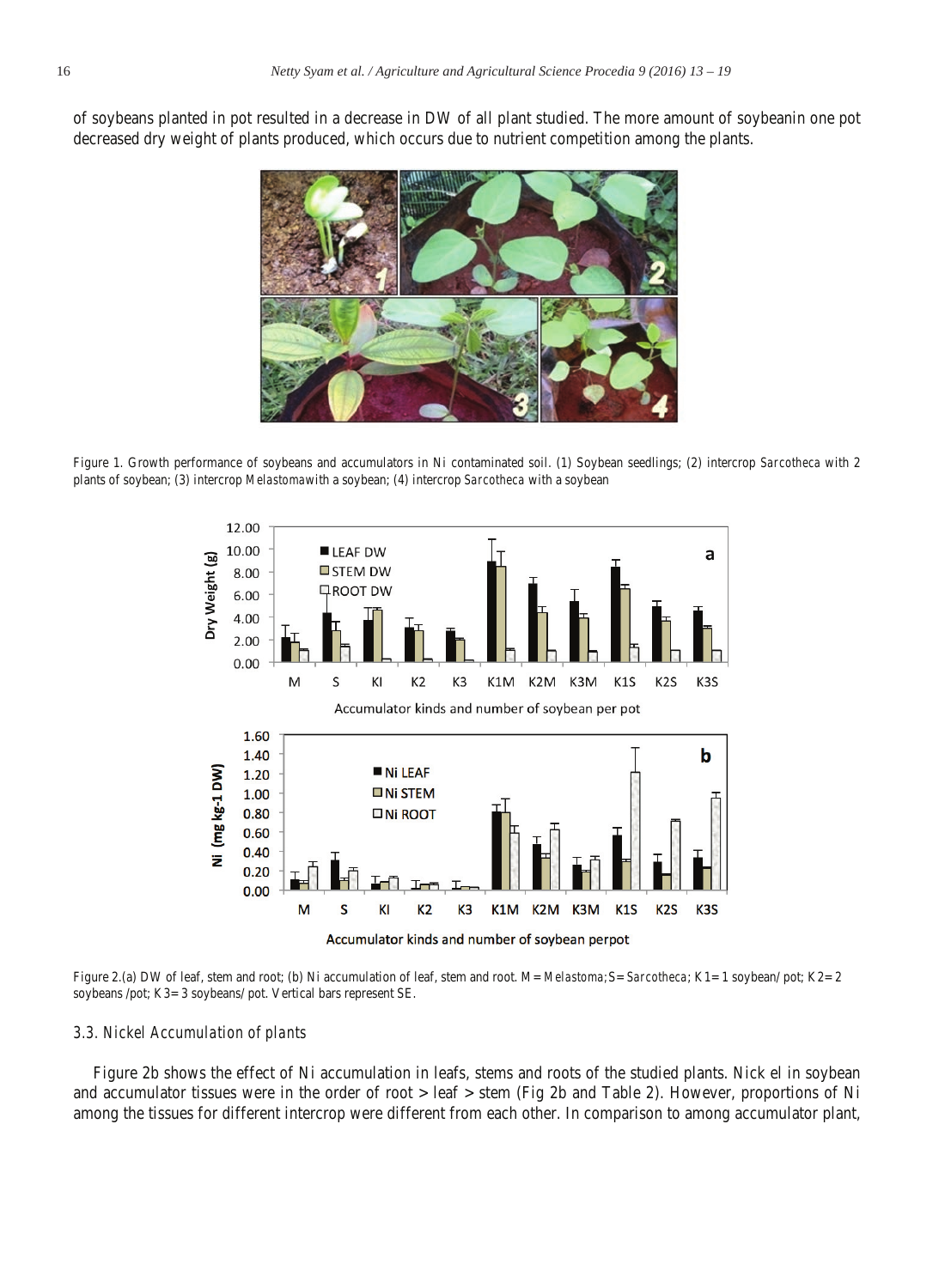of soybeans planted in pot resulted in a decrease in DW of all plant studied. The more amount of soybeanin one pot decreased dry weight of plants produced, which occurs due to nutrient competition among the plants.

Figure 1. Growth performance of soybeans and accumulators in Ni contaminated soil. (1) Soybean seedlings; (2) intercrop *Sarcotheca* with 2 plants of soybean; (3) intercrop *Melastoma*with a soybean; (4) intercrop *Sarcotheca* with a soybean

Figure 2.(a) DW of leaf, stem and root; (b) Ni accumulation of leaf, stem and root. M= *Melastoma*; S= *Sarcotheca*; K1= 1 soybean/ pot; K2= 2 soybeans /pot; K3= 3 soybeans/ pot. Vertical bars represent SE.

### 3.3. Nickel Accumulation of plants

Figure 2b shows the effect of Ni accumulation in leafs, stems and roots of the studied plants. Nick el in soybean and accumulator tissues were in the order of root > leaf > stem (Fig 2b and Table 2). However, proportions of Ni among the tissues for different intercrop were different from each other. In comparison to among accumulator plant,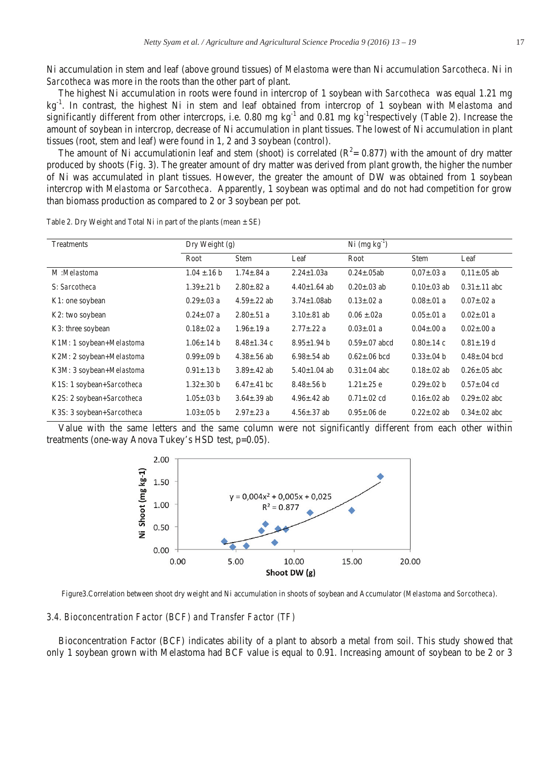Ni accumulation in stem and leaf (above ground tissues) of *Melastoma* were than Ni accumulation *Sarcotheca*. Ni in *Sarcotheca* was more in the roots than the other part of plant.

The highest Ni accumulation in roots were found in intercrop of 1 soybean with *Sarcotheca* was equal 1.21 mg $kg^{-1}$. In contrast, the highest Ni in stem and leaf obtained from intercrop of 1 soybean with *Melastoma* and significantly different from other intercrops, i.e. 0.80 mg $kg^{-1}$ and 0.81 mg $kg^{-1}$respectively (Table 2). Increase the amount of soybean in intercrop, decrease of Ni accumulation in plant tissues. The lowest of Ni accumulation in plant tissues (root, stem and leaf) were found in 1, 2 and 3 soybean (control).

The amount of Ni accumulationin leaf and stem (shoot) is correlated ($R^2$= 0.877) with the amount of dry matter produced by shoots (Fig. 3). The greater amount of dry matter was derived from plant growth, the higher the number of Ni was accumulated in plant tissues. However, the greater the amount of DW was obtained from 1 soybean intercrop with *Melastoma* or *Sarcotheca*. Apparently, 1 soybean was optimal and do not had competition for grow than biomass production as compared to 2 or 3 soybean per pot.

Table 2. Dry Weight and Total Ni in part of the plants (mean ± SE)

| Treatments | Dry Weight (g) | | | Ni (mg $kg^{-1}$) | | |
|---|---|---|---|---|---|---|
| | Root | Stem | Leaf | Root | Stem | Leaf |
| M :*Melastoma* | 1.04 ±.16 b | 1.74±.84 a | 2.24±1.03a | 0.24±.05ab | 0,07±.03 a | 0,11±.05 ab |
| S: *Sarcotheca* | 1.39±.21 b | 2.80±.82 a | 4.40±1.64 ab | 0.20±.03 ab | 0.10±.03 ab | 0.31±.11 abc |
| K1: one soybean | 0.29±.03 a | 4.59±.22 ab | 3.74±1.08ab | 0.13±.02 a | 0.08±.01 a | 0.07±.02 a |
| K2: two soybean | 0.24±.07 a | 2.80±.51 a | 3.10±.81 ab | 0.06 ±.02a | 0.05±.01 a | 0.02±.01 a |
| K3: three soybean | 0.18±.02 a | 1.96±.19 a | 2.77±.22 a | 0.03±.01 a | 0.04±.00 a | 0.02±.00 a |
| K1M: 1 soybean+*Melastoma* | 1.06±.14 b | 8.48±1.34 c | 8.95±1.94 b | 0.59±.07 abcd | 0.80±.14 c | 0.81±.19 d |
| K2M: 2 soybean+*Melastoma* | 0.99±.09 b | 4.38±.56 ab | 6.98±.54 ab | 0.62±.06 bcd | 0.33±.04 b | 0.48±.04 bcd |
| K3M: 3 soybean+*Melastoma* | 0.91±.13 b | 3.89±.42 ab | 5.40±1.04 ab | 0.31±.04 abc | 0.18±.02 ab | 0.26±.05 abc |
| K1S: 1 soybean+*Sarcotheca* | 1.32±.30 b | 6.47±.41 bc | 8.48±.56 b | 1.21±.25 e | 0.29±.02 b | 0.57±.04 cd |
| K2S: 2 soybean+*Sarcotheca* | 1.05±.03 b | 3.64±.39 ab | 4.96±.42 ab | 0.71±.02 cd | 0.16±.02 ab | 0.29±.02 abc |
| K3S: 3 soybean+*Sarcotheca* | 1.03±.05 b | 2.97±.23 a | 4.56±.37 ab | 0.95±.06 de | 0.22±.02 ab | 0.34±.02 abc |

Value with the same letters and the same column were not significantly different from each other within treatments (one-way Anova Tukey's HSD test, p=0.05).

Figure3.Correlation between shoot dry weight and Ni accumulation in shoots of soybean and Accumulator (*Melastoma* and *Sorcotheca*).

### 3.4. Bioconcentration Factor (BCF) and Transfer Factor (TF)

Bioconcentration Factor (BCF) indicates ability of a plant to absorb a metal from soil. This study showed that only 1 soybean grown with Melastoma had BCF value is equal to 0.91. Increasing amount of soybean to be 2 or 3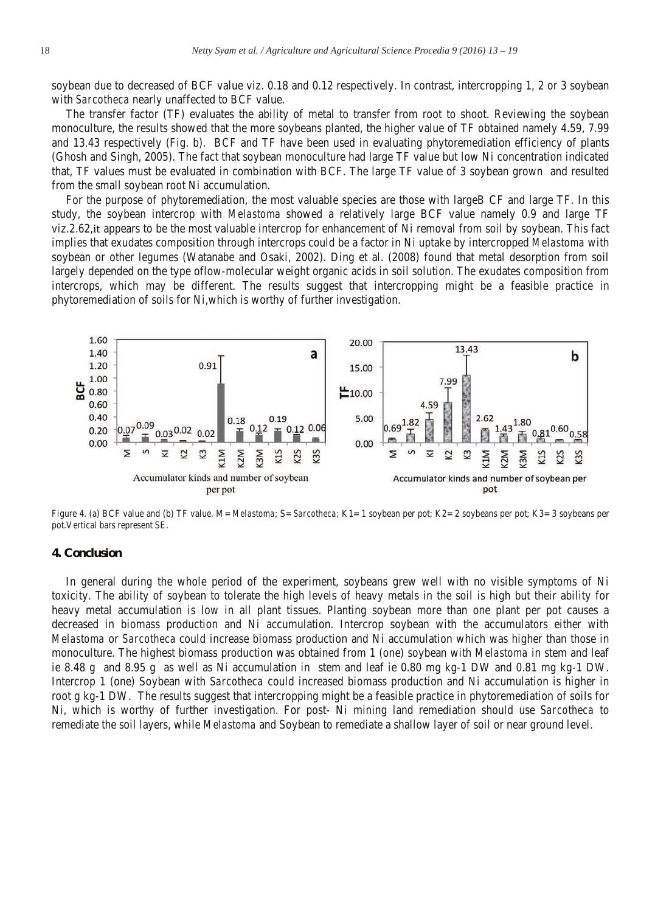soybean due to decreased of BCF value viz. 0.18 and 0.12 respectively. In contrast, intercropping 1, 2 or 3 soybean with *Sarcotheca* nearly unaffected to BCF value.

The transfer factor (TF) evaluates the ability of metal to transfer from root to shoot. Reviewing the soybean monoculture, the results showed that the more soybeans planted, the higher value of TF obtained namely 4.59, 7.99 and 13.43 respectively (Fig. b). BCF and TF have been used in evaluating phytoremediation efficiency of plants (Ghosh and Singh, 2005). The fact that soybean monoculture had large TF value but low Ni concentration indicated that, TF values must be evaluated in combination with BCF. The large TF value of 3 soybean grown and resulted from the small soybean root Ni accumulation.

For the purpose of phytoremediation, the most valuable species are those with largeB CF and large TF. In this study, the soybean intercrop with *Melastoma* showed a relatively large BCF value namely 0.9 and large TF viz.2.62,it appears to be the most valuable intercrop for enhancement of Ni removal from soil by soybean. This fact implies that exudates composition through intercrops could be a factor in Ni uptake by intercropped *Melastoma* with soybean or other legumes (Watanabe and Osaki, 2002). Ding et al. (2008) found that metal desorption from soil largely depended on the type oflow-molecular weight organic acids in soil solution. The exudates composition from intercrops, which may be different. The results suggest that intercropping might be a feasible practice in phytoremediation of soils for Ni,which is worthy of further investigation.

Figure 4. (a) BCF value and (b) TF value. M= *Melastoma*; S= *Sarcotheca*; K1= 1 soybean per pot; K2= 2 soybeans per pot; K3= 3 soybeans per pot.Vertical bars represent SE.

## 4. Conclusion

In general during the whole period of the experiment, soybeans grew well with no visible symptoms of Ni toxicity. The ability of soybean to tolerate the high levels of heavy metals in the soil is high but their ability for heavy metal accumulation is low in all plant tissues. Planting soybean more than one plant per pot causes a decreased in biomass production and Ni accumulation. Intercrop soybean with the accumulators either with *Melastoma* or *Sarcotheca* could increase biomass production and Ni accumulation which was higher than those in monoculture. The highest biomass production was obtained from 1 (one) soybean with *Melastoma* in stem and leaf ie 8.48 g and 8.95 g as well as Ni accumulation in stem and leaf ie 0.80 mg kg-1 DW and 0.81 mg kg-1 DW. Intercrop 1 (one) Soybean with *Sarcotheca* could increased biomass production and Ni accumulation is higher in root g kg-1 DW. The results suggest that intercropping might be a feasible practice in phytoremediation of soils for Ni, which is worthy of further investigation. For post- Ni mining land remediation should use *Sarcotheca* to remediate the soil layers, while *Melastoma* and Soybean to remediate a shallow layer of soil or near ground level.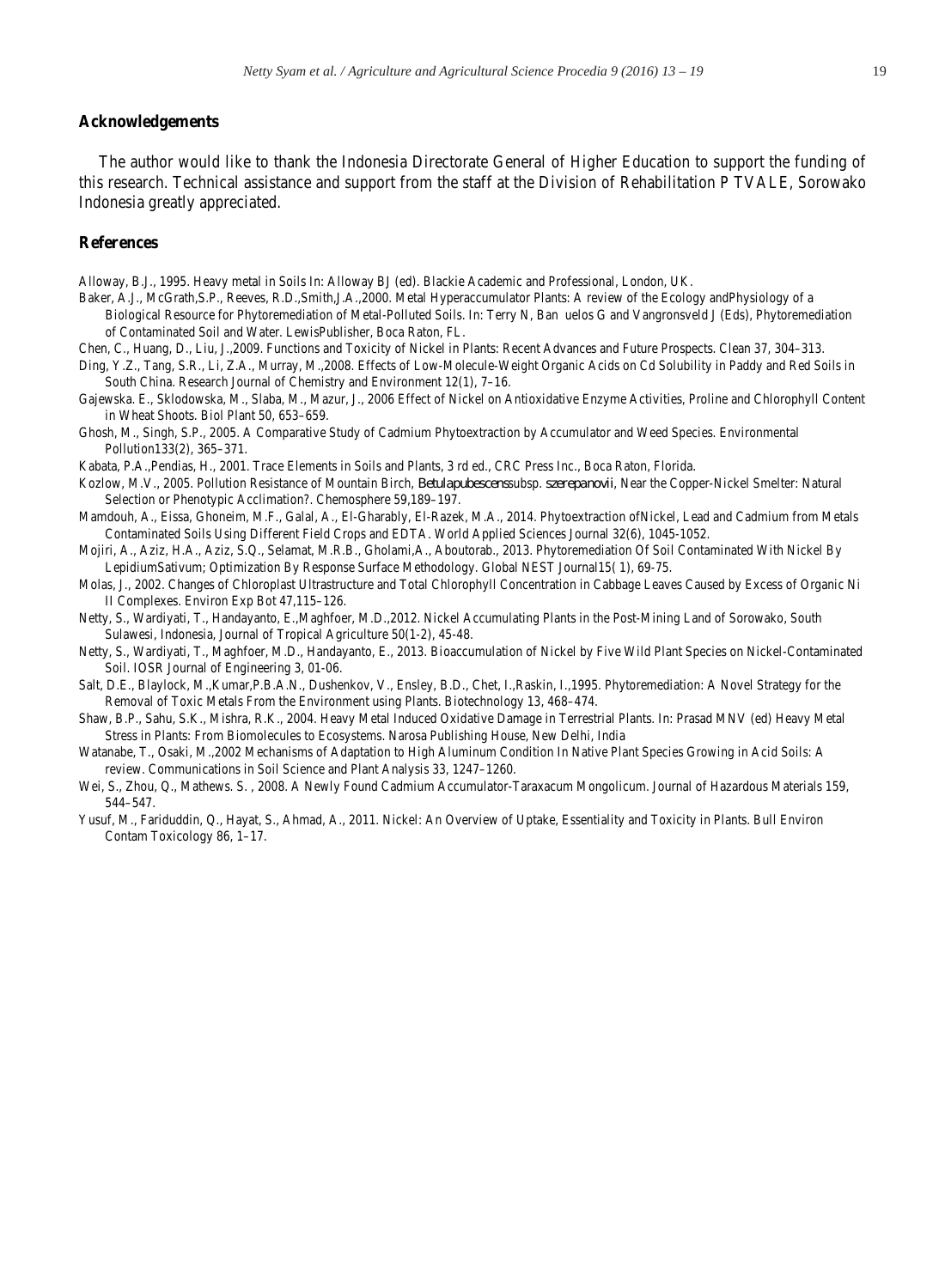## Acknowledgements

The author would like to thank the Indonesia Directorate General of Higher Education to support the funding of this research. Technical assistance and support from the staff at the Division of Rehabilitation P TVALE, Sorowako Indonesia greatly appreciated.

## References

Alloway, B.J., 1995. Heavy metal in Soils In: Alloway BJ (ed). Blackie Academic and Professional, London, UK.

Baker, A.J., McGrath,S.P., Reeves, R.D.,Smith,J.A.,2000. Metal Hyperaccumulator Plants: A review of the Ecology andPhysiology of a Biological Resource for Phytoremediation of Metal-Polluted Soils. In: Terry N, Ban uelos G and Vangronsveld J (Eds), Phytoremediation of Contaminated Soil and Water. LewisPublisher, Boca Raton, FL.

Chen, C., Huang, D., Liu, J.,2009. Functions and Toxicity of Nickel in Plants: Recent Advances and Future Prospects. Clean 37, 304–313.

Ding, Y.Z., Tang, S.R., Li, Z.A., Murray, M.,2008. Effects of Low-Molecule-Weight Organic Acids on Cd Solubility in Paddy and Red Soils in South China. Research Journal of Chemistry and Environment 12(1), 7–16.

Gajewska. E., Sklodowska, M., Slaba, M., Mazur, J., 2006 Effect of Nickel on Antioxidative Enzyme Activities, Proline and Chlorophyll Content in Wheat Shoots. Biol Plant 50, 653–659.

Ghosh, M., Singh, S.P., 2005. A Comparative Study of Cadmium Phytoextraction by Accumulator and Weed Species. Environmental Pollution133(2), 365–371.

Kabata, P.A.,Pendias, H., 2001. Trace Elements in Soils and Plants, 3 rd ed., CRC Press Inc., Boca Raton, Florida.

Kozlow, M.V., 2005. Pollution Resistance of Mountain Birch, *Betulapubescens*subsp. *szerepanovii*, Near the Copper-Nickel Smelter: Natural Selection or Phenotypic Acclimation?. Chemosphere 59,189–197.

Mamdouh, A., Eissa, Ghoneim, M.F., Galal, A., El-Gharably, El-Razek, M.A., 2014. Phytoextraction ofNickel, Lead and Cadmium from Metals Contaminated Soils Using Different Field Crops and EDTA. World Applied Sciences Journal 32(6), 1045-1052.

Mojiri, A., Aziz, H.A., Aziz, S.Q., Selamat, M.R.B., Gholami,A., Aboutorab., 2013. Phytoremediation Of Soil Contaminated With Nickel By LepidiumSativum; Optimization By Response Surface Methodology. Global NEST Journal15( 1), 69-75.

Molas, J., 2002. Changes of Chloroplast Ultrastructure and Total Chlorophyll Concentration in Cabbage Leaves Caused by Excess of Organic Ni II Complexes. Environ Exp Bot 47,115–126.

Netty, S., Wardiyati, T., Handayanto, E.,Maghfoer, M.D.,2012. Nickel Accumulating Plants in the Post-Mining Land of Sorowako, South Sulawesi, Indonesia, Journal of Tropical Agriculture 50(1-2), 45-48.

Netty, S., Wardiyati, T., Maghfoer, M.D., Handayanto, E., 2013. Bioaccumulation of Nickel by Five Wild Plant Species on Nickel-Contaminated Soil. IOSR Journal of Engineering 3, 01-06.

Salt, D.E., Blaylock, M.,Kumar,P.B.A.N., Dushenkov, V., Ensley, B.D., Chet, I.,Raskin, I.,1995. Phytoremediation: A Novel Strategy for the Removal of Toxic Metals From the Environment using Plants. Biotechnology 13, 468–474.

Shaw, B.P., Sahu, S.K., Mishra, R.K., 2004. Heavy Metal Induced Oxidative Damage in Terrestrial Plants. In: Prasad MNV (ed) Heavy Metal Stress in Plants: From Biomolecules to Ecosystems. Narosa Publishing House, New Delhi, India

Watanabe, T., Osaki, M.,2002 Mechanisms of Adaptation to High Aluminum Condition In Native Plant Species Growing in Acid Soils: A review. Communications in Soil Science and Plant Analysis 33, 1247–1260.

Wei, S., Zhou, Q., Mathews. S. , 2008. A Newly Found Cadmium Accumulator-Taraxacum Mongolicum. Journal of Hazardous Materials 159, 544–547.

Yusuf, M., Fariduddin, Q., Hayat, S., Ahmad, A., 2011. Nickel: An Overview of Uptake, Essentiality and Toxicity in Plants. Bull Environ Contam Toxicology 86, 1–17.